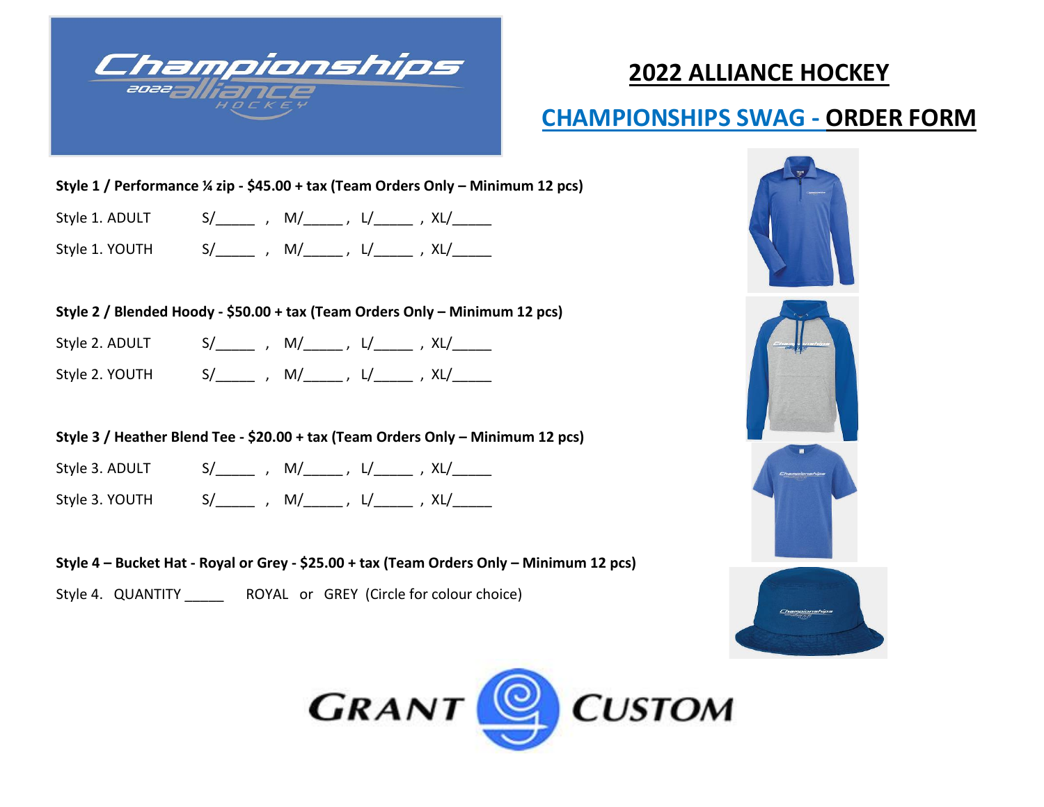# 2022 ALLIANCE HOCKEY

## CHAMPIONSHIPS SWAG - ORDER FORM

**Style 1 / Performance ¼ zip - $45.00 + tax (Team Orders Only – Minimum 12 pcs)**

Style 1. ADULT S/_____ , M/_____ , L/_____ , XL/_____

Style 1. YOUTH S/_____ , M/_____ , L/_____ , XL/_____

**Style 2 / Blended Hoody - $50.00 + tax (Team Orders Only – Minimum 12 pcs)**

Style 2. ADULT S/_____ , M/_____ , L/_____ , XL/_____

Style 2. YOUTH S/_____ , M/_____ , L/_____ , XL/_____

**Style 3 / Heather Blend Tee - $20.00 + tax (Team Orders Only – Minimum 12 pcs)**

Style 3. ADULT S/_____ , M/_____ , L/_____ , XL/_____

Style 3. YOUTH S/_____ , M/_____ , L/_____ , XL/_____

**Style 4 – Bucket Hat - Royal or Grey - $25.00 + tax (Team Orders Only – Minimum 12 pcs)**

Style 4. QUANTITY _____ ROYAL or GREY (Circle for colour choice)

GRANT CUSTOM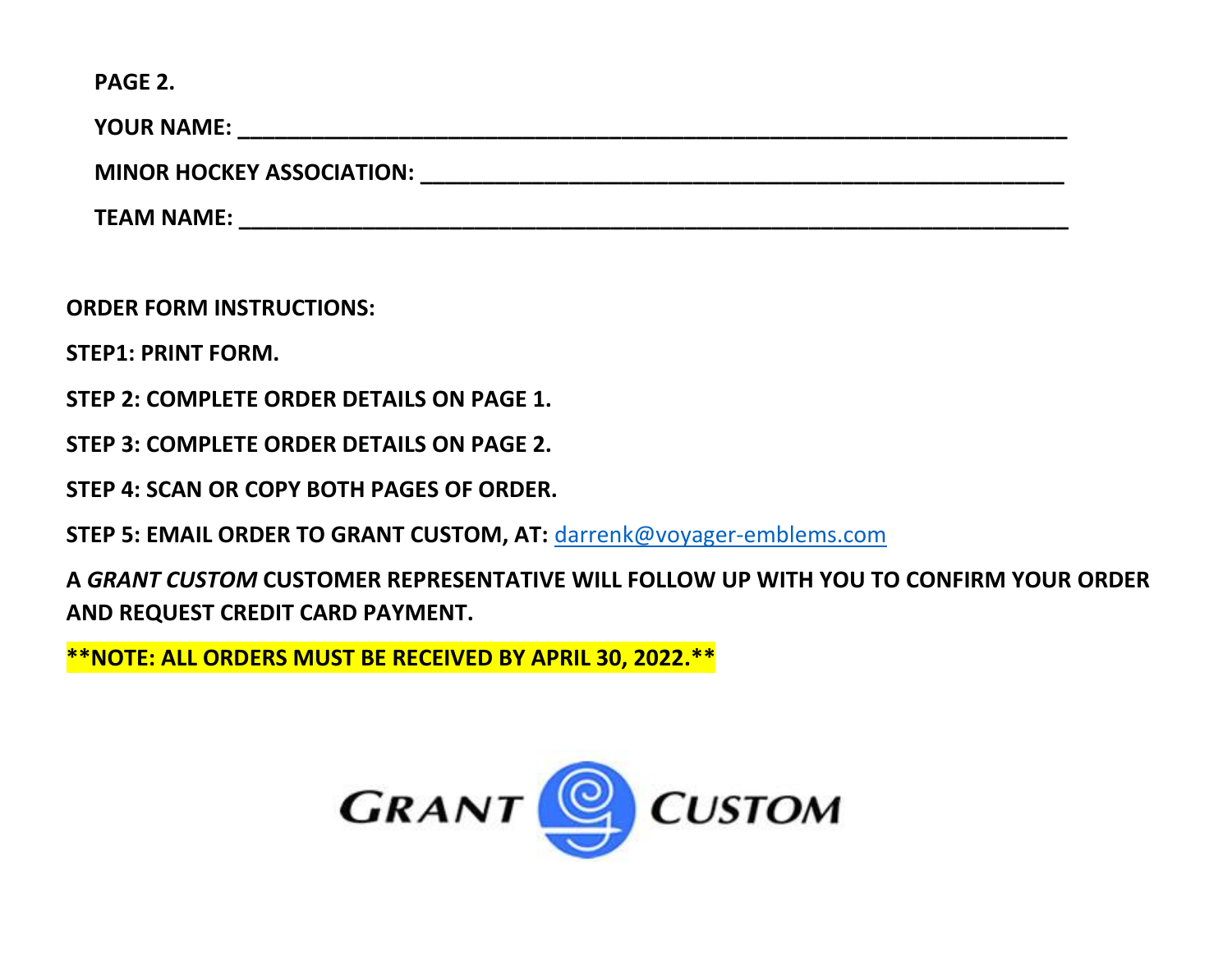**PAGE 2.**

**YOUR NAME: ______________________________________________________________**

**MINOR HOCKEY ASSOCIATION: ________________________________________________**

**TEAM NAME: ______________________________________________________________**

**ORDER FORM INSTRUCTIONS:**

**STEP1: PRINT FORM.**

**STEP 2: COMPLETE ORDER DETAILS ON PAGE 1.**

**STEP 3: COMPLETE ORDER DETAILS ON PAGE 2.**

**STEP 4: SCAN OR COPY BOTH PAGES OF ORDER.**

**STEP 5: EMAIL ORDER TO GRANT CUSTOM, AT:** darrenk@voyager-emblems.com

**A *GRANT CUSTOM* CUSTOMER REPRESENTATIVE WILL FOLLOW UP WITH YOU TO CONFIRM YOUR ORDER AND REQUEST CREDIT CARD PAYMENT.**

****NOTE: ALL ORDERS MUST BE RECEIVED BY APRIL 30, 2022.****

GRANT CUSTOM